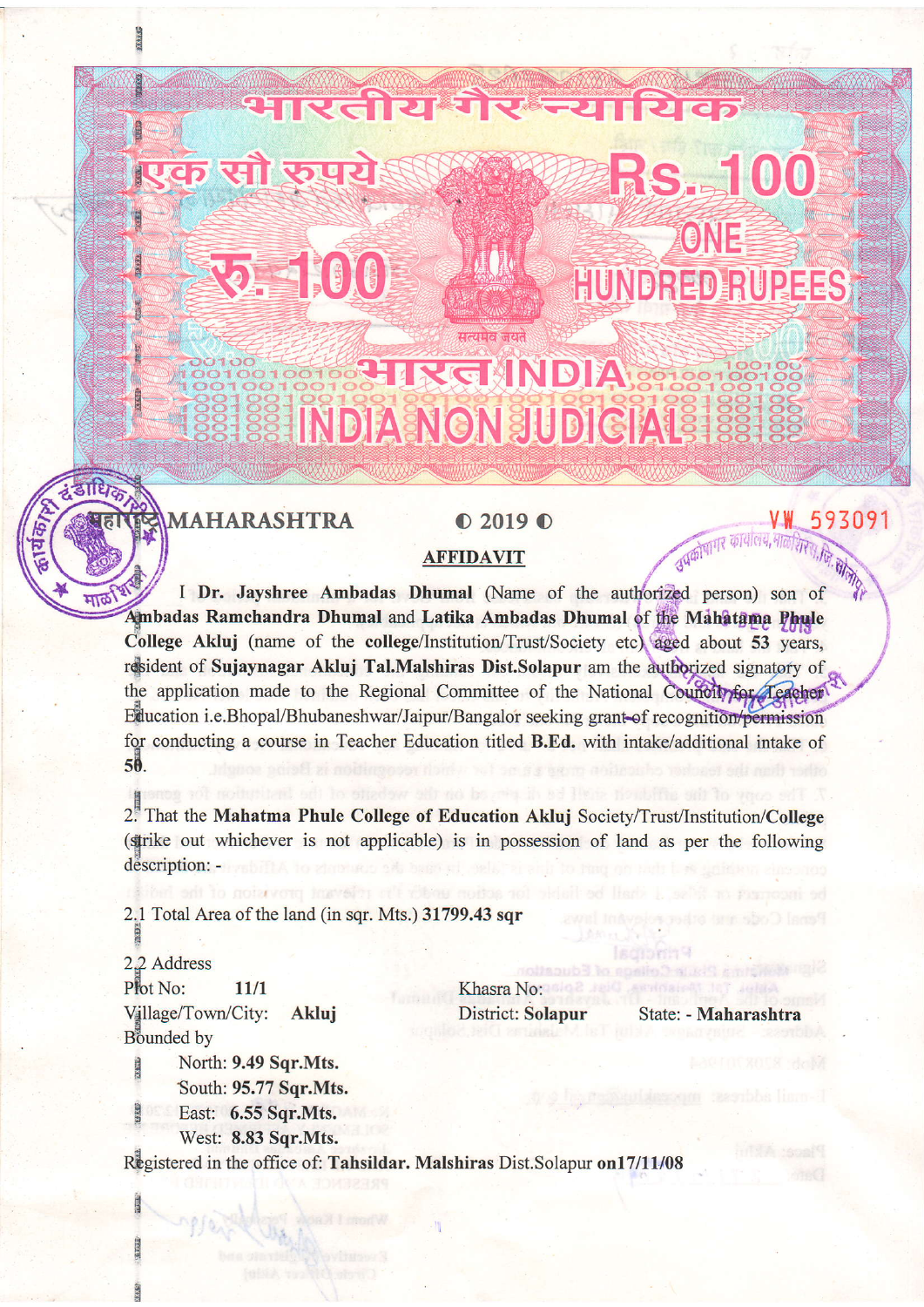भारतीय गैर न्यायिक

एक सौ रुपये Rs. 100

रु. 100 ONE HUNDRED RUPEES

सत्यमेव जयते

भारत INDIA

INDIA NON JUDICIAL

MAHARASHTRA ◐ 2019 ◐ VW 593091

## AFFIDAVIT

I **Dr. Jayshree Ambadas Dhumal** (Name of the authorized person) son of **Ambadas Ramchandra Dhumal** and **Latika Ambadas Dhumal** of the **Mahatama Phule College Akluj** (name of the **college**/Institution/Trust/Society etc) aged about **53** years, resident of **Sujaynagar Akluj Tal.Malshiras Dist.Solapur** am the authorized signatory of the application made to the Regional Committee of the National Council for Teacher Education i.e.Bhopal/Bhubaneshwar/Jaipur/Bangalor seeking grant of recognition/permission for conducting a course in Teacher Education titled **B.Ed.** with intake/additional intake of **50**.

2. That the **Mahatma Phule College of Education Akluj** Society/Trust/Institution/**College** (strike out whichever is not applicable) is in possession of land as per the following description: -

2.1 Total Area of the land (in sqr. Mts.) **31799.43 sqr**

2.2 Address

Plot No: **11/1** Khasra No:

Village/Town/City: **Akluj** District: **Solapur** State: - **Maharashtra**

Bounded by

North: **9.49 Sqr.Mts.**

South: **95.77 Sqr.Mts.**

East: **6.55 Sqr.Mts.**

West: **8.83 Sqr.Mts.**

Registered in the office of: **Tahsildar. Malshiras** Dist.Solapur on**17/11/08**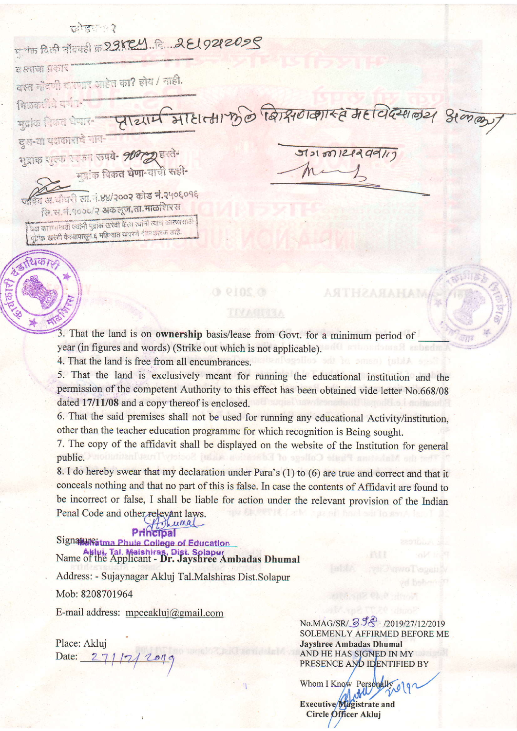जोडपत्र २

मुद्रांक विक्री नोंदवही क्र. 23864 दि. 26/12/2019

दस्ताचा प्रकार

दस्त नोंदणी करणार आहेत का? होय / नाही.

मिळकतीचे वर्णन

मुद्रांक विकत घेणार- प्राचार्य महात्मा फुले शिक्षणशास्त्र महाविद्यालय अकलूज

दुसऱ्या पक्षकाराचे नाव-

मुद्रांक शुल्क रक्कम रुपये- 100/- हस्ते- जगन्नाथ रकवाल

मुद्रांक विकत घेणाऱ्याची सही-

जयंद अ. चौधरी परवाना नं.४४/२००२ कोड नं.२५०६०१६
सि.स.नं.१००७/२ अकलूज, ता. माळशिरस

ज्या कारणासाठी ज्यांनी मुद्रांक खरेदी केला त्यांनी त्याच कारणासाठी मुद्रांक खरेदी केल्यापासून ६ महिन्यात वापरणे बंधनकारक आहे.

3. That the land is on **ownership** basis/lease from Govt. for a minimum period of _____ year (in figures and words) (Strike out which is not applicable).

4. That the land is free from all encumbrances.

5. That the land is exclusively meant for running the educational institution and the permission of the competent Authority to this effect has been obtained vide letter No.668/08 dated **17/11/08** and a copy thereof is enclosed.

6. That the said premises shall not be used for running any educational Activity/institution, other than the teacher education programme for which recognition is Being sought.

7. The copy of the affidavit shall be displayed on the website of the Institution for general public.

8. I do hereby swear that my declaration under Para's (1) to (6) are true and correct and that it conceals nothing and that no part of this is false. In case the contents of Affidavit are found to be incorrect or false, I shall be liable for action under the relevant provision of the Indian Penal Code and other relevant laws.

Signature:
**Principal**
**Mahatma Phule College of Education**
**Akluj, Tal. Malshiras, Dist. Solapur**

Name of the Applicant - **Dr. Jayshree Ambadas Dhumal**

Address: - Sujaynagar Akluj Tal.Malshiras Dist.Solapur

Mob: 8208701964

E-mail address: mpceakluj@gmail.com

Place: Akluj

Date: 27/12/2019

No.MAG/SR/ 398 /2019/27/12/2019
SOLEMENLY AFFIRMED BEFORE ME
**Jayshree Ambadas Dhumal**
AND HE HAS SIGNED IN MY
PRESENCE AND IDENTIFIED BY

Whom I Know Personally

**Executive Magistrate and**
**Circle Officer Akluj**